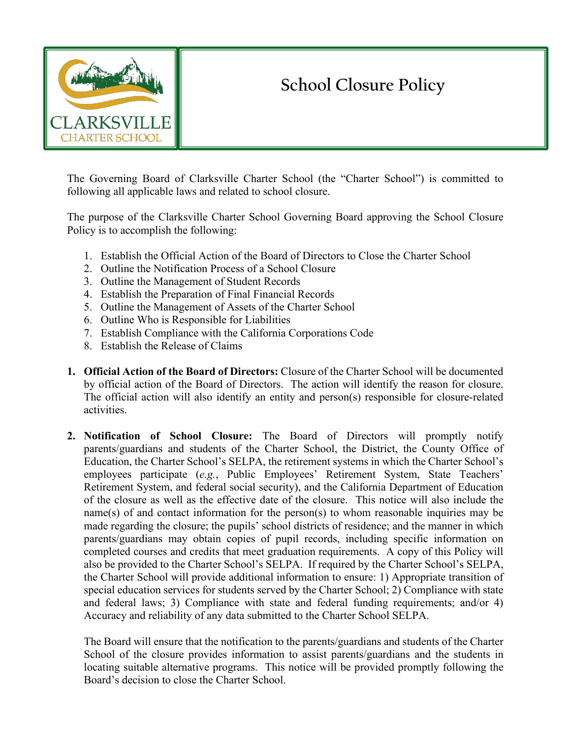# School Closure Policy

The Governing Board of Clarksville Charter School (the "Charter School") is committed to following all applicable laws and related to school closure.

The purpose of the Clarksville Charter School Governing Board approving the School Closure Policy is to accomplish the following:

1. Establish the Official Action of the Board of Directors to Close the Charter School
2. Outline the Notification Process of a School Closure
3. Outline the Management of Student Records
4. Establish the Preparation of Final Financial Records
5. Outline the Management of Assets of the Charter School
6. Outline Who is Responsible for Liabilities
7. Establish Compliance with the California Corporations Code
8. Establish the Release of Claims

1. **Official Action of the Board of Directors:** Closure of the Charter School will be documented by official action of the Board of Directors. The action will identify the reason for closure. The official action will also identify an entity and person(s) responsible for closure-related activities.

2. **Notification of School Closure:** The Board of Directors will promptly notify parents/guardians and students of the Charter School, the District, the County Office of Education, the Charter School's SELPA, the retirement systems in which the Charter School's employees participate (*e.g.*, Public Employees' Retirement System, State Teachers' Retirement System, and federal social security), and the California Department of Education of the closure as well as the effective date of the closure. This notice will also include the name(s) of and contact information for the person(s) to whom reasonable inquiries may be made regarding the closure; the pupils' school districts of residence; and the manner in which parents/guardians may obtain copies of pupil records, including specific information on completed courses and credits that meet graduation requirements. A copy of this Policy will also be provided to the Charter School's SELPA. If required by the Charter School's SELPA, the Charter School will provide additional information to ensure: 1) Appropriate transition of special education services for students served by the Charter School; 2) Compliance with state and federal laws; 3) Compliance with state and federal funding requirements; and/or 4) Accuracy and reliability of any data submitted to the Charter School SELPA.

   The Board will ensure that the notification to the parents/guardians and students of the Charter School of the closure provides information to assist parents/guardians and the students in locating suitable alternative programs. This notice will be provided promptly following the Board's decision to close the Charter School.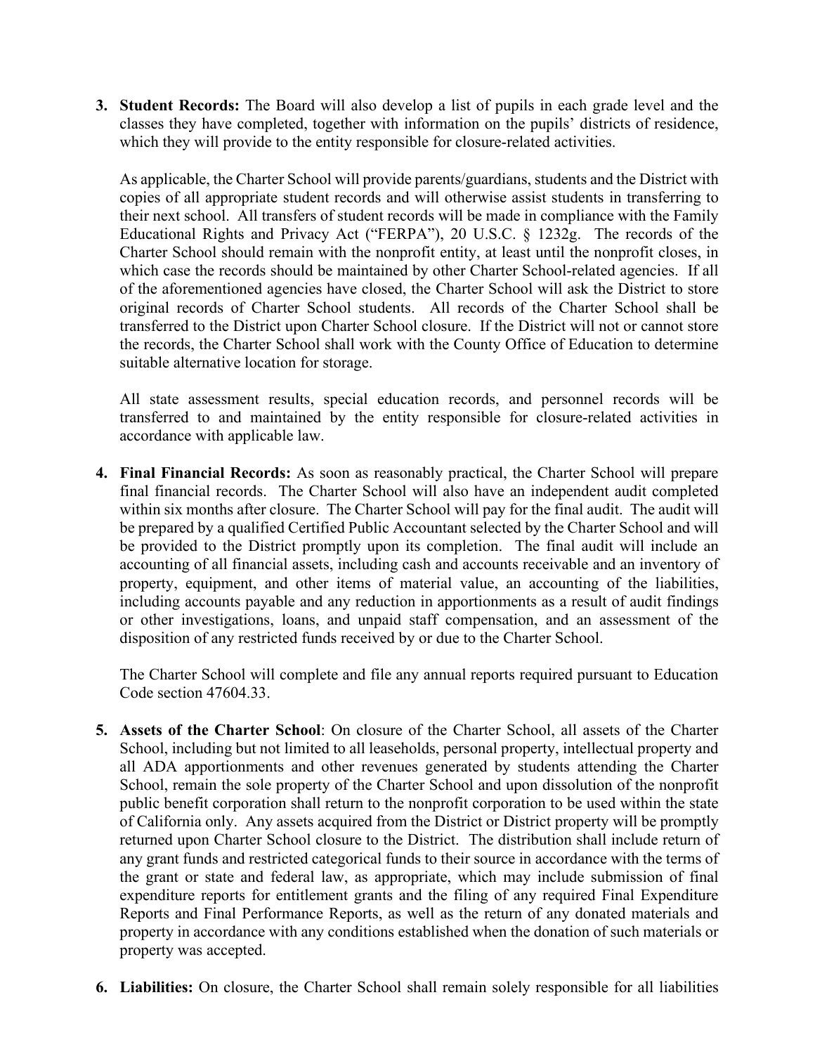3. **Student Records:** The Board will also develop a list of pupils in each grade level and the classes they have completed, together with information on the pupils' districts of residence, which they will provide to the entity responsible for closure-related activities.

   As applicable, the Charter School will provide parents/guardians, students and the District with copies of all appropriate student records and will otherwise assist students in transferring to their next school. All transfers of student records will be made in compliance with the Family Educational Rights and Privacy Act ("FERPA"), 20 U.S.C. § 1232g. The records of the Charter School should remain with the nonprofit entity, at least until the nonprofit closes, in which case the records should be maintained by other Charter School-related agencies. If all of the aforementioned agencies have closed, the Charter School will ask the District to store original records of Charter School students. All records of the Charter School shall be transferred to the District upon Charter School closure. If the District will not or cannot store the records, the Charter School shall work with the County Office of Education to determine suitable alternative location for storage.

   All state assessment results, special education records, and personnel records will be transferred to and maintained by the entity responsible for closure-related activities in accordance with applicable law.

4. **Final Financial Records:** As soon as reasonably practical, the Charter School will prepare final financial records. The Charter School will also have an independent audit completed within six months after closure. The Charter School will pay for the final audit. The audit will be prepared by a qualified Certified Public Accountant selected by the Charter School and will be provided to the District promptly upon its completion. The final audit will include an accounting of all financial assets, including cash and accounts receivable and an inventory of property, equipment, and other items of material value, an accounting of the liabilities, including accounts payable and any reduction in apportionments as a result of audit findings or other investigations, loans, and unpaid staff compensation, and an assessment of the disposition of any restricted funds received by or due to the Charter School.

   The Charter School will complete and file any annual reports required pursuant to Education Code section 47604.33.

5. **Assets of the Charter School**: On closure of the Charter School, all assets of the Charter School, including but not limited to all leaseholds, personal property, intellectual property and all ADA apportionments and other revenues generated by students attending the Charter School, remain the sole property of the Charter School and upon dissolution of the nonprofit public benefit corporation shall return to the nonprofit corporation to be used within the state of California only. Any assets acquired from the District or District property will be promptly returned upon Charter School closure to the District. The distribution shall include return of any grant funds and restricted categorical funds to their source in accordance with the terms of the grant or state and federal law, as appropriate, which may include submission of final expenditure reports for entitlement grants and the filing of any required Final Expenditure Reports and Final Performance Reports, as well as the return of any donated materials and property in accordance with any conditions established when the donation of such materials or property was accepted.

6. **Liabilities:** On closure, the Charter School shall remain solely responsible for all liabilities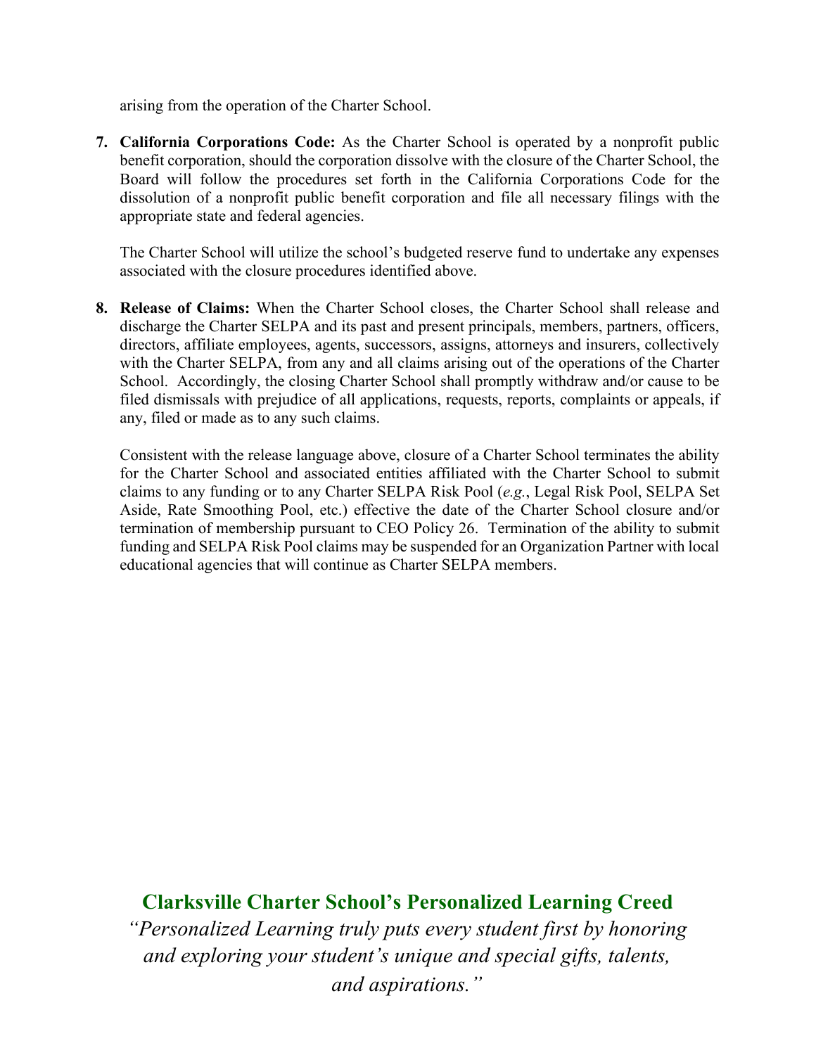arising from the operation of the Charter School.

7. **California Corporations Code:** As the Charter School is operated by a nonprofit public benefit corporation, should the corporation dissolve with the closure of the Charter School, the Board will follow the procedures set forth in the California Corporations Code for the dissolution of a nonprofit public benefit corporation and file all necessary filings with the appropriate state and federal agencies.

   The Charter School will utilize the school's budgeted reserve fund to undertake any expenses associated with the closure procedures identified above.

8. **Release of Claims:** When the Charter School closes, the Charter School shall release and discharge the Charter SELPA and its past and present principals, members, partners, officers, directors, affiliate employees, agents, successors, assigns, attorneys and insurers, collectively with the Charter SELPA, from any and all claims arising out of the operations of the Charter School. Accordingly, the closing Charter School shall promptly withdraw and/or cause to be filed dismissals with prejudice of all applications, requests, reports, complaints or appeals, if any, filed or made as to any such claims.

   Consistent with the release language above, closure of a Charter School terminates the ability for the Charter School and associated entities affiliated with the Charter School to submit claims to any funding or to any Charter SELPA Risk Pool (*e.g.*, Legal Risk Pool, SELPA Set Aside, Rate Smoothing Pool, etc.) effective the date of the Charter School closure and/or termination of membership pursuant to CEO Policy 26. Termination of the ability to submit funding and SELPA Risk Pool claims may be suspended for an Organization Partner with local educational agencies that will continue as Charter SELPA members.

**Clarksville Charter School's Personalized Learning Creed**

*"Personalized Learning truly puts every student first by honoring and exploring your student's unique and special gifts, talents, and aspirations."*